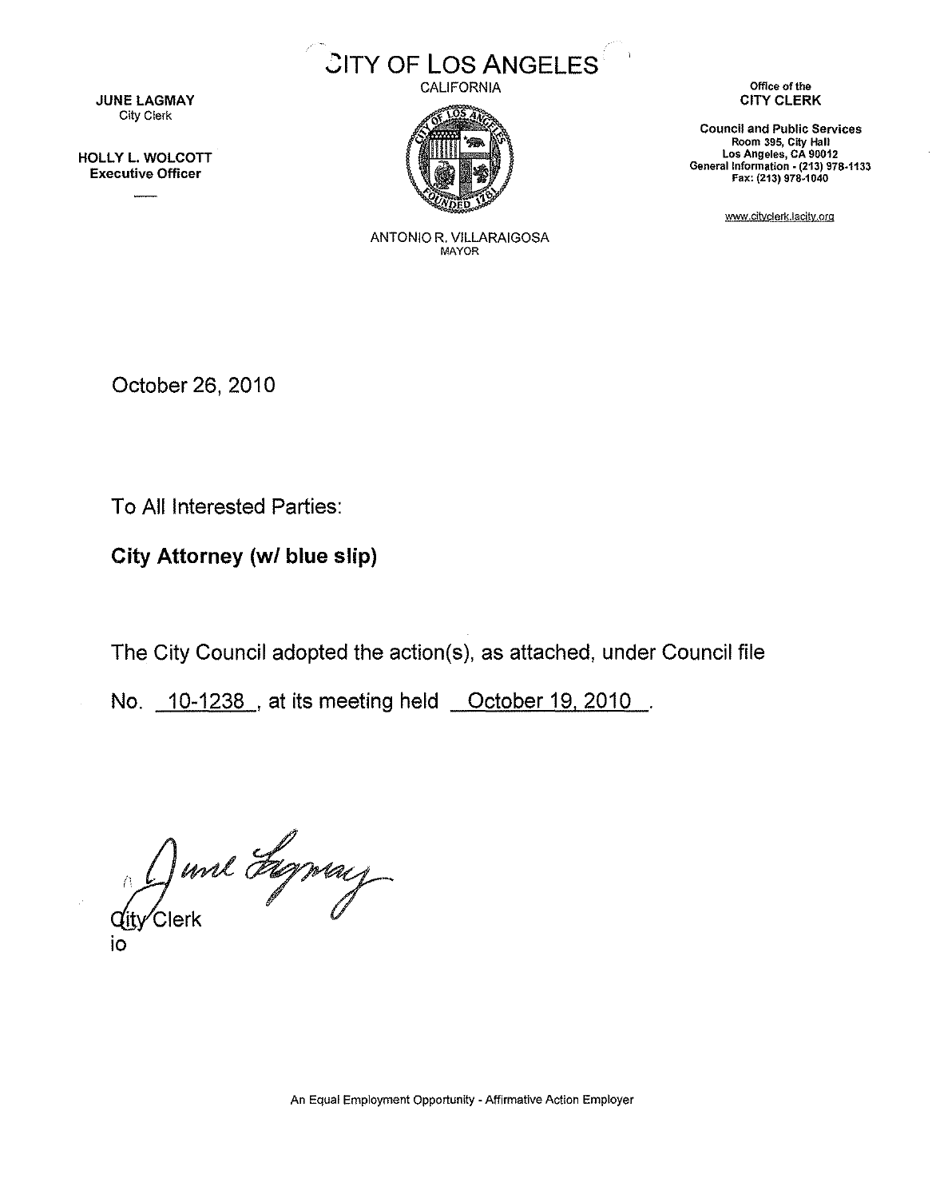# CITY OF LOS ANGELES

CALIFORNIA

ANTONIO R. VILLARAIGOSA
MAYOR

**JUNE LAGMAY**
City Clerk

**HOLLY L. WOLCOTT**
**Executive Officer**

Office of the
**CITY CLERK**

**Council and Public Services**
**Room 395, City Hall**
**Los Angeles, CA 90012**
**General Information - (213) 978-1133**
**Fax: (213) 978-1040**

www.cityclerk.lacity.org

October 26, 2010

To All Interested Parties:

**City Attorney (w/ blue slip)**

The City Council adopted the action(s), as attached, under Council file No. 10-1238, at its meeting held October 19, 2010.

City Clerk
io

An Equal Employment Opportunity - Affirmative Action Employer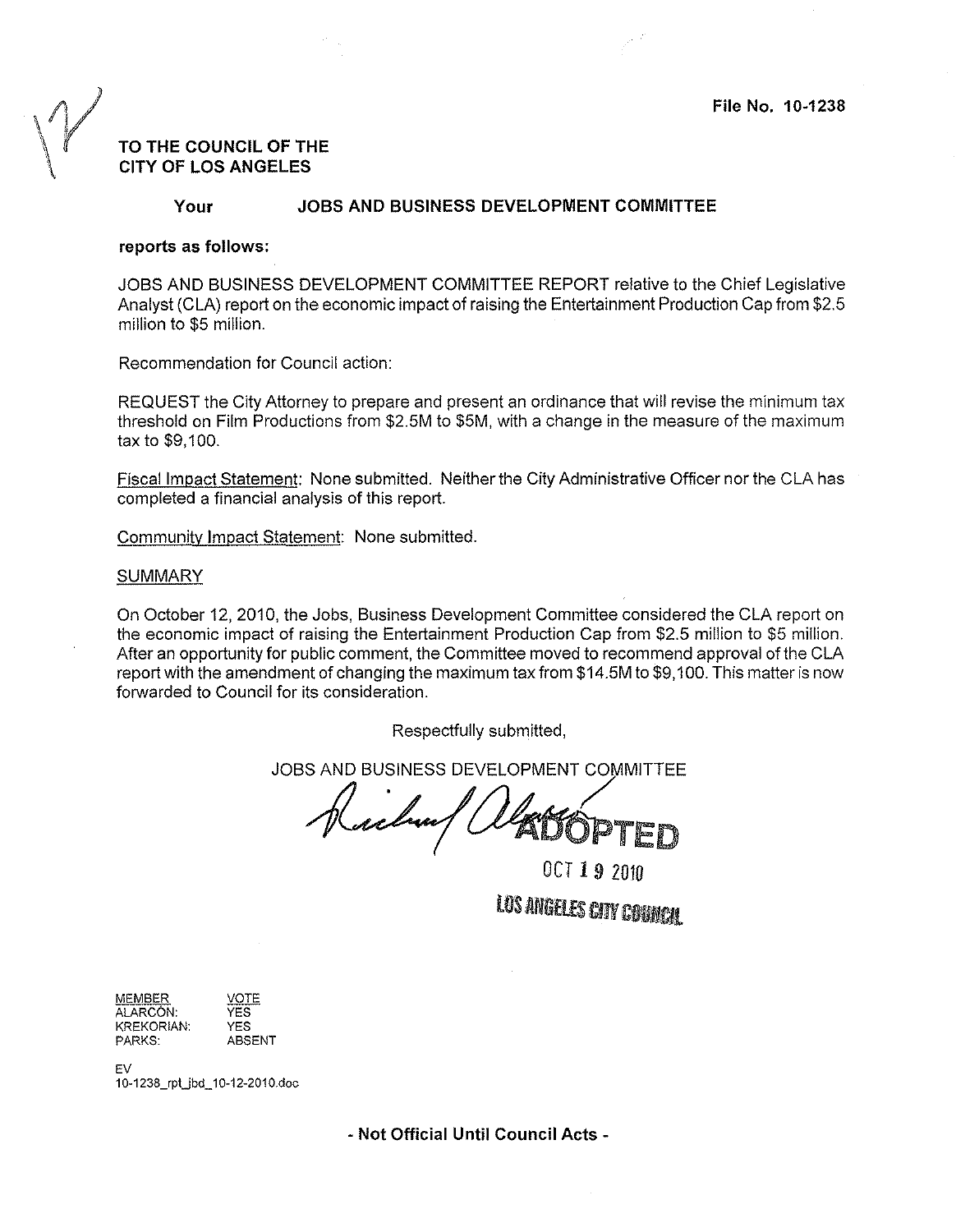File No. 10-1238

**TO THE COUNCIL OF THE CITY OF LOS ANGELES**

**Your JOBS AND BUSINESS DEVELOPMENT COMMITTEE**

**reports as follows:**

JOBS AND BUSINESS DEVELOPMENT COMMITTEE REPORT relative to the Chief Legislative Analyst (CLA) report on the economic impact of raising the Entertainment Production Cap from $2.5 million to $5 million.

Recommendation for Council action:

REQUEST the City Attorney to prepare and present an ordinance that will revise the minimum tax threshold on Film Productions from $2.5M to $5M, with a change in the measure of the maximum tax to $9,100.

Fiscal Impact Statement: None submitted. Neither the City Administrative Officer nor the CLA has completed a financial analysis of this report.

Community Impact Statement: None submitted.

SUMMARY

On October 12, 2010, the Jobs, Business Development Committee considered the CLA report on the economic impact of raising the Entertainment Production Cap from $2.5 million to $5 million. After an opportunity for public comment, the Committee moved to recommend approval of the CLA report with the amendment of changing the maximum tax from $14.5M to $9,100. This matter is now forwarded to Council for its consideration.

Respectfully submitted,

JOBS AND BUSINESS DEVELOPMENT COMMITTEE

ADOPTED

OCT 19 2010

LOS ANGELES CITY COUNCIL

| MEMBER | VOTE |
|---|---|
| ALARCÓN: | YES |
| KREKORIAN: | YES |
| PARKS: | ABSENT |

EV
10-1238_rpt_jbd_10-12-2010.doc

**- Not Official Until Council Acts -**